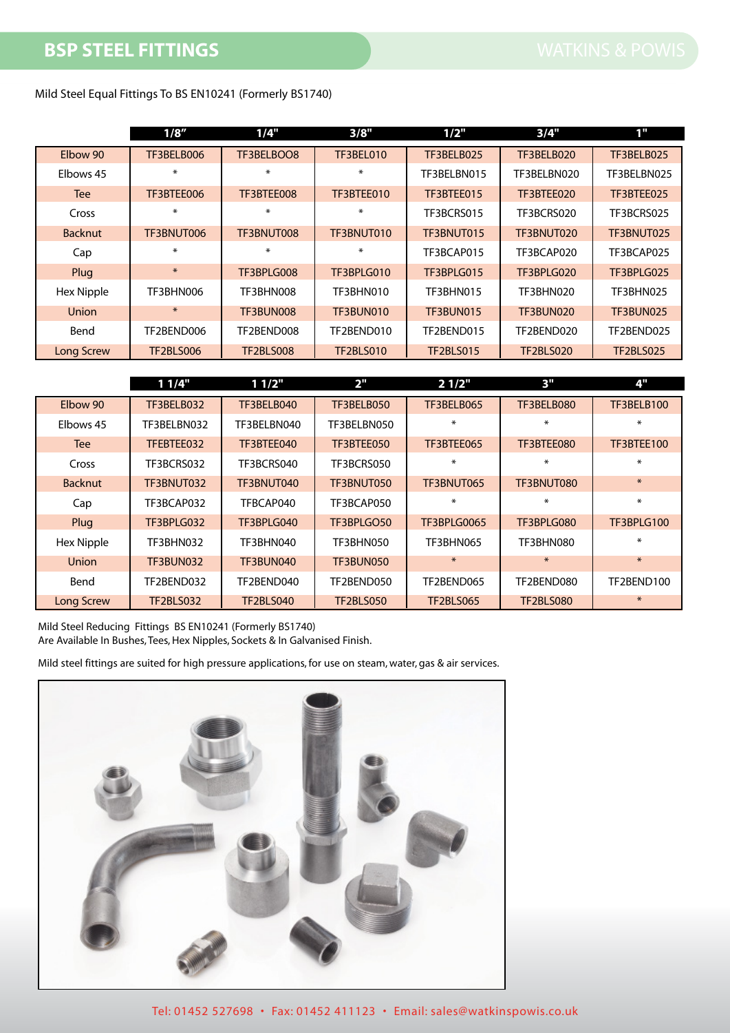# BSP STEEL FITTINGS

Mild Steel Equal Fittings To BS EN10241 (Formerly BS1740)

| | 1/8" | 1/4" | 3/8" | 1/2" | 3/4" | 1" |
|---|---|---|---|---|---|---|
| Elbow 90 | TF3BELB006 | TF3BELBOO8 | TF3BEL010 | TF3BELB025 | TF3BELB020 | TF3BELB025 |
| Elbows 45 | * | * | * | TF3BELBN015 | TF3BELBN020 | TF3BELBN025 |
| Tee | TF3BTEE006 | TF3BTEE008 | TF3BTEE010 | TF3BTEE015 | TF3BTEE020 | TF3BTEE025 |
| Cross | * | * | * | TF3BCRS015 | TF3BCRS020 | TF3BCRS025 |
| Backnut | TF3BNUT006 | TF3BNUT008 | TF3BNUT010 | TF3BNUT015 | TF3BNUT020 | TF3BNUT025 |
| Cap | * | * | * | TF3BCAP015 | TF3BCAP020 | TF3BCAP025 |
| Plug | * | TF3BPLG008 | TF3BPLG010 | TF3BPLG015 | TF3BPLG020 | TF3BPLG025 |
| Hex Nipple | TF3BHN006 | TF3BHN008 | TF3BHN010 | TF3BHN015 | TF3BHN020 | TF3BHN025 |
| Union | * | TF3BUN008 | TF3BUN010 | TF3BUN015 | TF3BUN020 | TF3BUN025 |
| Bend | TF2BEND006 | TF2BEND008 | TF2BEND010 | TF2BEND015 | TF2BEND020 | TF2BEND025 |
| Long Screw | TF2BLS006 | TF2BLS008 | TF2BLS010 | TF2BLS015 | TF2BLS020 | TF2BLS025 |

| | 1 1/4" | 1 1/2" | 2" | 2 1/2" | 3" | 4" |
|---|---|---|---|---|---|---|
| Elbow 90 | TF3BELB032 | TF3BELB040 | TF3BELB050 | TF3BELB065 | TF3BELB080 | TF3BELB100 |
| Elbows 45 | TF3BELBN032 | TF3BELBN040 | TF3BELBN050 | * | * | * |
| Tee | TFEBTEE032 | TF3BTEE040 | TF3BTEE050 | TF3BTEE065 | TF3BTEE080 | TF3BTEE100 |
| Cross | TF3BCRS032 | TF3BCRS040 | TF3BCRS050 | * | * | * |
| Backnut | TF3BNUT032 | TF3BNUT040 | TF3BNUT050 | TF3BNUT065 | TF3BNUT080 | * |
| Cap | TF3BCAP032 | TFBCAP040 | TF3BCAP050 | * | * | * |
| Plug | TF3BPLG032 | TF3BPLG040 | TF3BPLGO50 | TF3BPLG0065 | TF3BPLG080 | TF3BPLG100 |
| Hex Nipple | TF3BHN032 | TF3BHN040 | TF3BHN050 | TF3BHN065 | TF3BHN080 | * |
| Union | TF3BUN032 | TF3BUN040 | TF3BUN050 | * | * | * |
| Bend | TF2BEND032 | TF2BEND040 | TF2BEND050 | TF2BEND065 | TF2BEND080 | TF2BEND100 |
| Long Screw | TF2BLS032 | TF2BLS040 | TF2BLS050 | TF2BLS065 | TF2BLS080 | * |

Mild Steel Reducing Fittings BS EN10241 (Formerly BS1740)
Are Available In Bushes, Tees, Hex Nipples, Sockets & In Galvanised Finish.

Mild steel fittings are suited for high pressure applications, for use on steam, water, gas & air services.

Tel: 01452 527698 • Fax: 01452 411123 • Email: sales@watkinspowis.co.uk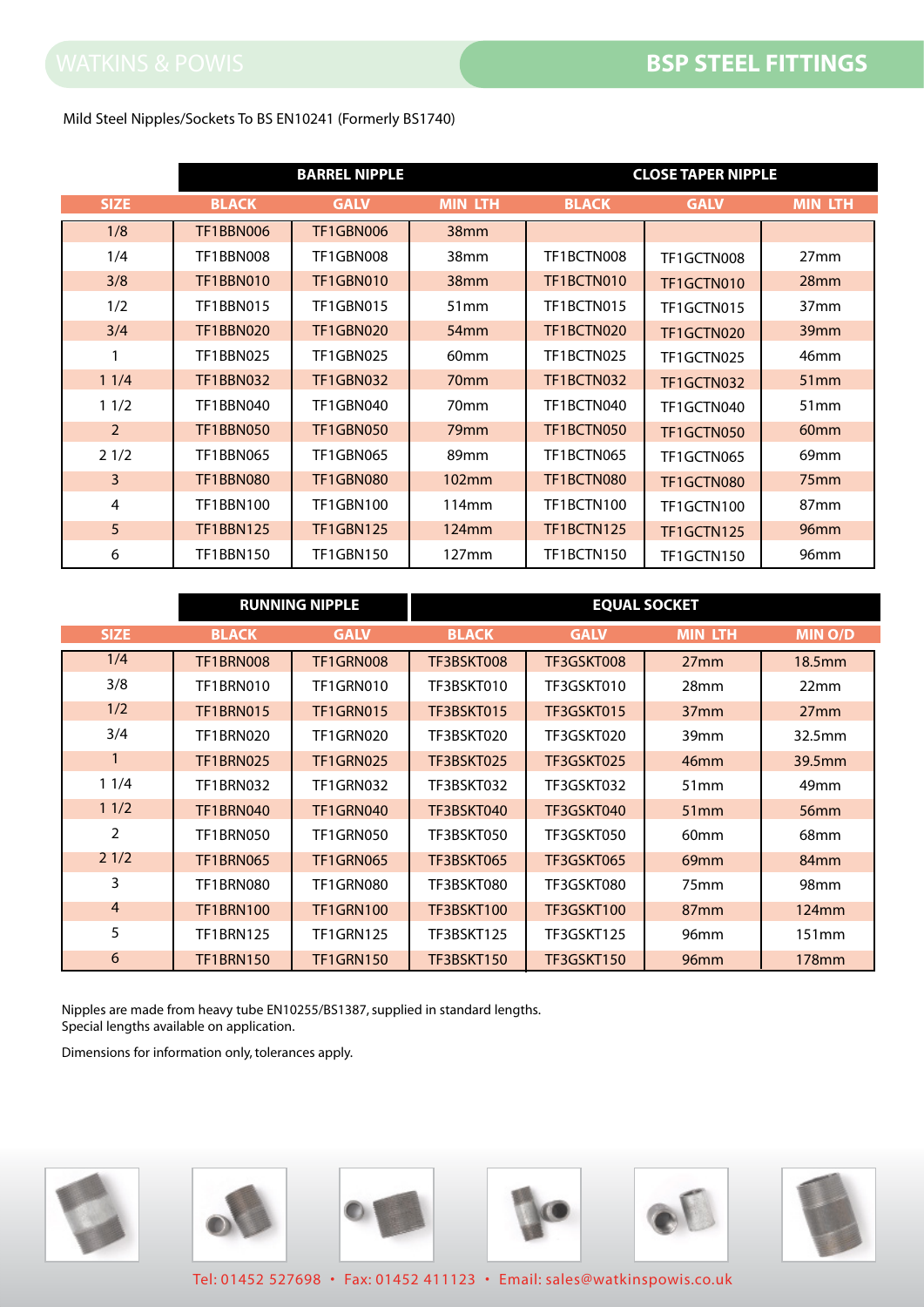Mild Steel Nipples/Sockets To BS EN10241 (Formerly BS1740)

| | BARREL NIPPLE | | | CLOSE TAPER NIPPLE | | |
|---|---|---|---|---|---|---|
| SIZE | BLACK | GALV | MIN LTH | BLACK | GALV | MIN LTH |
| 1/8 | TF1BBN006 | TF1GBN006 | 38mm | | | |
| 1/4 | TF1BBN008 | TF1GBN008 | 38mm | TF1BCTN008 | TF1GCTN008 | 27mm |
| 3/8 | TF1BBN010 | TF1GBN010 | 38mm | TF1BCTN010 | TF1GCTN010 | 28mm |
| 1/2 | TF1BBN015 | TF1GBN015 | 51mm | TF1BCTN015 | TF1GCTN015 | 37mm |
| 3/4 | TF1BBN020 | TF1GBN020 | 54mm | TF1BCTN020 | TF1GCTN020 | 39mm |
| 1 | TF1BBN025 | TF1GBN025 | 60mm | TF1BCTN025 | TF1GCTN025 | 46mm |
| 1 1/4 | TF1BBN032 | TF1GBN032 | 70mm | TF1BCTN032 | TF1GCTN032 | 51mm |
| 1 1/2 | TF1BBN040 | TF1GBN040 | 70mm | TF1BCTN040 | TF1GCTN040 | 51mm |
| 2 | TF1BBN050 | TF1GBN050 | 79mm | TF1BCTN050 | TF1GCTN050 | 60mm |
| 2 1/2 | TF1BBN065 | TF1GBN065 | 89mm | TF1BCTN065 | TF1GCTN065 | 69mm |
| 3 | TF1BBN080 | TF1GBN080 | 102mm | TF1BCTN080 | TF1GCTN080 | 75mm |
| 4 | TF1BBN100 | TF1GBN100 | 114mm | TF1BCTN100 | TF1GCTN100 | 87mm |
| 5 | TF1BBN125 | TF1GBN125 | 124mm | TF1BCTN125 | TF1GCTN125 | 96mm |
| 6 | TF1BBN150 | TF1GBN150 | 127mm | TF1BCTN150 | TF1GCTN150 | 96mm |

| | RUNNING NIPPLE | | EQUAL SOCKET | | | |
|---|---|---|---|---|---|---|
| SIZE | BLACK | GALV | BLACK | GALV | MIN LTH | MIN O/D |
| 1/4 | TF1BRN008 | TF1GRN008 | TF3BSKT008 | TF3GSKT008 | 27mm | 18.5mm |
| 3/8 | TF1BRN010 | TF1GRN010 | TF3BSKT010 | TF3GSKT010 | 28mm | 22mm |
| 1/2 | TF1BRN015 | TF1GRN015 | TF3BSKT015 | TF3GSKT015 | 37mm | 27mm |
| 3/4 | TF1BRN020 | TF1GRN020 | TF3BSKT020 | TF3GSKT020 | 39mm | 32.5mm |
| 1 | TF1BRN025 | TF1GRN025 | TF3BSKT025 | TF3GSKT025 | 46mm | 39.5mm |
| 1 1/4 | TF1BRN032 | TF1GRN032 | TF3BSKT032 | TF3GSKT032 | 51mm | 49mm |
| 1 1/2 | TF1BRN040 | TF1GRN040 | TF3BSKT040 | TF3GSKT040 | 51mm | 56mm |
| 2 | TF1BRN050 | TF1GRN050 | TF3BSKT050 | TF3GSKT050 | 60mm | 68mm |
| 2 1/2 | TF1BRN065 | TF1GRN065 | TF3BSKT065 | TF3GSKT065 | 69mm | 84mm |
| 3 | TF1BRN080 | TF1GRN080 | TF3BSKT080 | TF3GSKT080 | 75mm | 98mm |
| 4 | TF1BRN100 | TF1GRN100 | TF3BSKT100 | TF3GSKT100 | 87mm | 124mm |
| 5 | TF1BRN125 | TF1GRN125 | TF3BSKT125 | TF3GSKT125 | 96mm | 151mm |
| 6 | TF1BRN150 | TF1GRN150 | TF3BSKT150 | TF3GSKT150 | 96mm | 178mm |

Nipples are made from heavy tube EN10255/BS1387, supplied in standard lengths.
Special lengths available on application.

Dimensions for information only, tolerances apply.